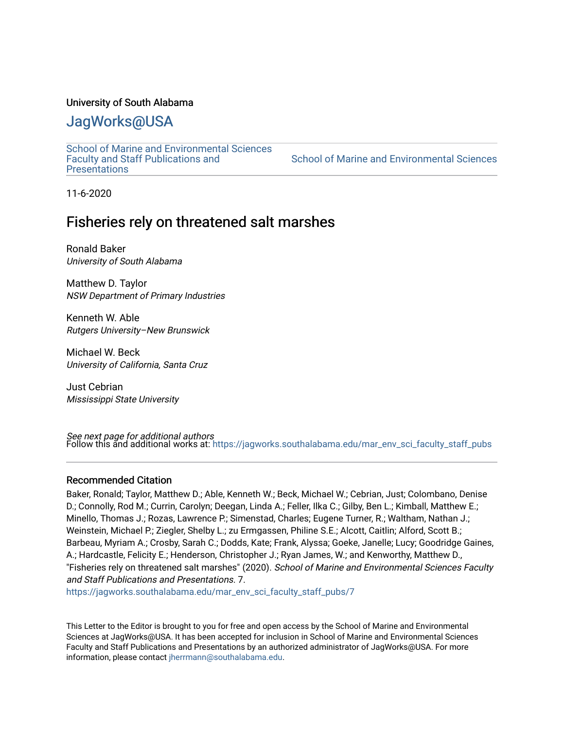University of South Alabama

# JagWorks@USA

School of Marine and Environmental Sciences Faculty and Staff Publications and Presentations

School of Marine and Environmental Sciences

11-6-2020

## Fisheries rely on threatened salt marshes

Ronald Baker
*University of South Alabama*

Matthew D. Taylor
*NSW Department of Primary Industries*

Kenneth W. Able
*Rutgers University–New Brunswick*

Michael W. Beck
*University of California, Santa Cruz*

Just Cebrian
*Mississippi State University*

*See next page for additional authors*

Follow this and additional works at: https://jagworks.southalabama.edu/mar_env_sci_faculty_staff_pubs

### Recommended Citation

Baker, Ronald; Taylor, Matthew D.; Able, Kenneth W.; Beck, Michael W.; Cebrian, Just; Colombano, Denise D.; Connolly, Rod M.; Currin, Carolyn; Deegan, Linda A.; Feller, Ilka C.; Gilby, Ben L.; Kimball, Matthew E.; Minello, Thomas J.; Rozas, Lawrence P.; Simenstad, Charles; Eugene Turner, R.; Waltham, Nathan J.; Weinstein, Michael P.; Ziegler, Shelby L.; zu Ermgassen, Philine S.E.; Alcott, Caitlin; Alford, Scott B.; Barbeau, Myriam A.; Crosby, Sarah C.; Dodds, Kate; Frank, Alyssa; Goeke, Janelle; Lucy; Goodridge Gaines, A.; Hardcastle, Felicity E.; Henderson, Christopher J.; Ryan James, W.; and Kenworthy, Matthew D., "Fisheries rely on threatened salt marshes" (2020). *School of Marine and Environmental Sciences Faculty and Staff Publications and Presentations*. 7.
https://jagworks.southalabama.edu/mar_env_sci_faculty_staff_pubs/7

This Letter to the Editor is brought to you for free and open access by the School of Marine and Environmental Sciences at JagWorks@USA. It has been accepted for inclusion in School of Marine and Environmental Sciences Faculty and Staff Publications and Presentations by an authorized administrator of JagWorks@USA. For more information, please contact jherrmann@southalabama.edu.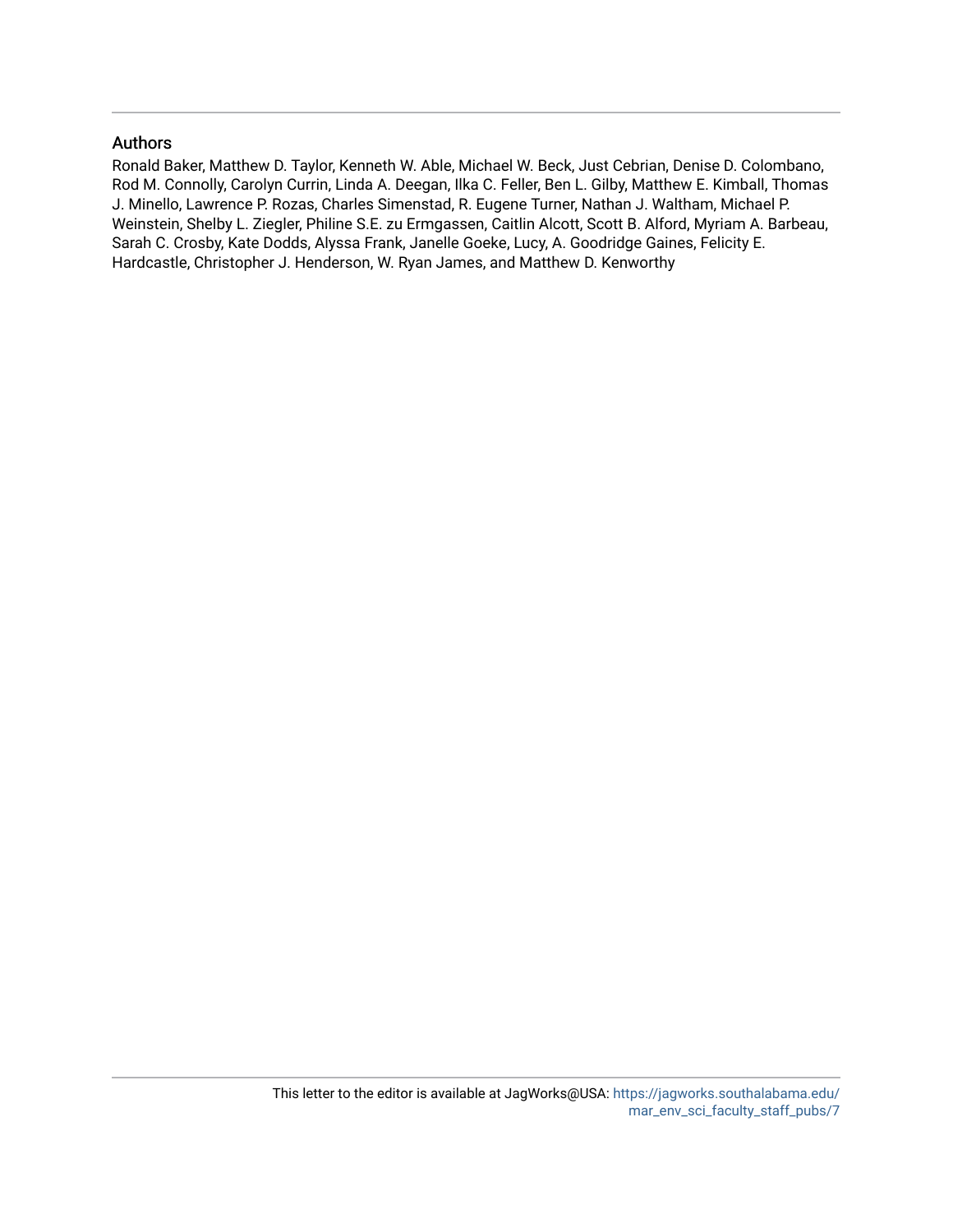## Authors

Ronald Baker, Matthew D. Taylor, Kenneth W. Able, Michael W. Beck, Just Cebrian, Denise D. Colombano, Rod M. Connolly, Carolyn Currin, Linda A. Deegan, Ilka C. Feller, Ben L. Gilby, Matthew E. Kimball, Thomas J. Minello, Lawrence P. Rozas, Charles Simenstad, R. Eugene Turner, Nathan J. Waltham, Michael P. Weinstein, Shelby L. Ziegler, Philine S.E. zu Ermgassen, Caitlin Alcott, Scott B. Alford, Myriam A. Barbeau, Sarah C. Crosby, Kate Dodds, Alyssa Frank, Janelle Goeke, Lucy, A. Goodridge Gaines, Felicity E. Hardcastle, Christopher J. Henderson, W. Ryan James, and Matthew D. Kenworthy

This letter to the editor is available at JagWorks@USA: https://jagworks.southalabama.edu/mar_env_sci_faculty_staff_pubs/7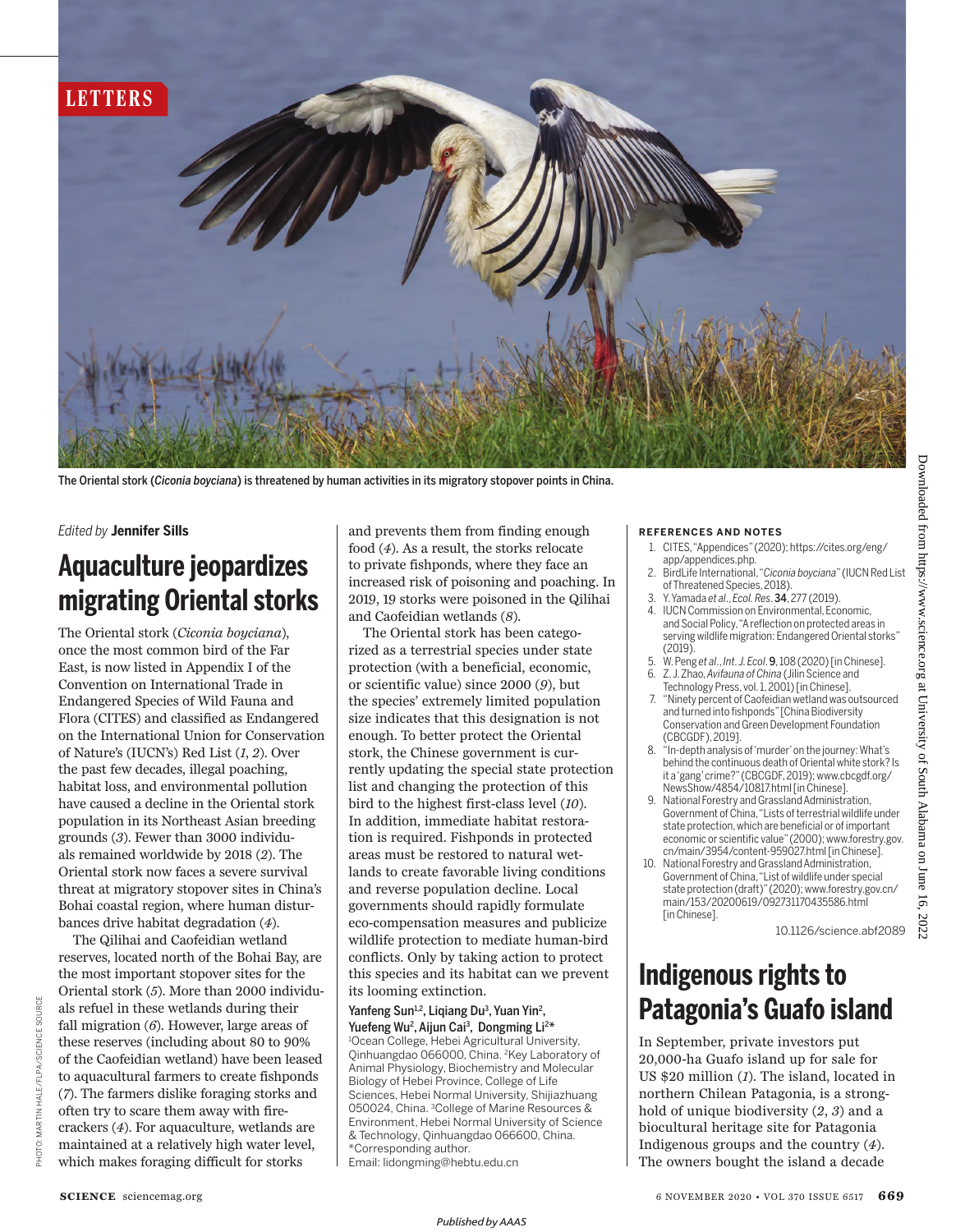LETTERS

The Oriental stork (*Ciconia boyciana*) is threatened by human activities in its migratory stopover points in China.

*Edited by* **Jennifer Sills**

# Aquaculture jeopardizes migrating Oriental storks

The Oriental stork (*Ciconia boyciana*), once the most common bird of the Far East, is now listed in Appendix I of the Convention on International Trade in Endangered Species of Wild Fauna and Flora (CITES) and classified as Endangered on the International Union for Conservation of Nature's (IUCN's) Red List (*1*, *2*). Over the past few decades, illegal poaching, habitat loss, and environmental pollution have caused a decline in the Oriental stork population in its Northeast Asian breeding grounds (*3*). Fewer than 3000 individuals remained worldwide by 2018 (*2*). The Oriental stork now faces a severe survival threat at migratory stopover sites in China's Bohai coastal region, where human disturbances drive habitat degradation (*4*).

The Qilihai and Caofeidian wetland reserves, located north of the Bohai Bay, are the most important stopover sites for the Oriental stork (*5*). More than 2000 individuals refuel in these wetlands during their fall migration (*6*). However, large areas of these reserves (including about 80 to 90% of the Caofeidian wetland) have been leased to aquacultural farmers to create fishponds (*7*). The farmers dislike foraging storks and often try to scare them away with firecrackers (*4*). For aquaculture, wetlands are maintained at a relatively high water level, which makes foraging difficult for storks and prevents them from finding enough food (*4*). As a result, the storks relocate to private fishponds, where they face an increased risk of poisoning and poaching. In 2019, 19 storks were poisoned in the Qilihai and Caofeidian wetlands (*8*).

The Oriental stork has been categorized as a terrestrial species under state protection (with a beneficial, economic, or scientific value) since 2000 (*9*), but the species' extremely limited population size indicates that this designation is not enough. To better protect the Oriental stork, the Chinese government is currently updating the special state protection list and changing the protection of this bird to the highest first-class level (*10*). In addition, immediate habitat restoration is required. Fishponds in protected areas must be restored to natural wetlands to create favorable living conditions and reverse population decline. Local governments should rapidly formulate eco-compensation measures and publicize wildlife protection to mediate human-bird conflicts. Only by taking action to protect this species and its habitat can we prevent its looming extinction.

**Yanfeng Sun[1,2], Liqiang Du[3], Yuan Yin[2], Yuefeng Wu[2], Aijun Cai[3], Dongming Li[2]***

[1]Ocean College, Hebei Agricultural University, Qinhuangdao 066000, China. [2]Key Laboratory of Animal Physiology, Biochemistry and Molecular Biology of Hebei Province, College of Life Sciences, Hebei Normal University, Shijiazhuang 050024, China. [3]College of Marine Resources & Environment, Hebei Normal University of Science & Technology, Qinhuangdao 066600, China.
*Corresponding author.
Email: lidongming@hebtu.edu.cn

### REFERENCES AND NOTES

1. CITES, "Appendices" (2020); https://cites.org/eng/app/appendices.php.
2. BirdLife International, "*Ciconia boyciana*" (IUCN Red List of Threatened Species, 2018).
3. Y. Yamada *et al.*, *Ecol. Res.* **34**, 277 (2019).
4. IUCN Commission on Environmental, Economic, and Social Policy, "A reflection on protected areas in serving wildlife migration: Endangered Oriental storks" (2019).
5. W. Peng *et al.*, *Int. J. Ecol.* **9**, 108 (2020) [in Chinese].
6. Z. J. Zhao, *Avifauna of China* (Jilin Science and Technology Press, vol. 1, 2001) [in Chinese].
7. "Ninety percent of Caofeidian wetland was outsourced and turned into fishponds" [China Biodiversity Conservation and Green Development Foundation (CBCGDF), 2019].
8. "In-depth analysis of 'murder' on the journey: What's behind the continuous death of Oriental white stork? Is it a 'gang' crime?" (CBCGDF, 2019); www.cbcgdf.org/NewsShow/4854/10817.html [in Chinese].
9. National Forestry and Grassland Administration, Government of China, "Lists of terrestrial wildlife under state protection, which are beneficial or of important economic or scientific value" (2000); www.forestry.gov.cn/main/3954/content-959027.html [in Chinese].
10. National Forestry and Grassland Administration, Government of China, "List of wildlife under special state protection (draft)" (2020); www.forestry.gov.cn/main/153/20200619/092731170435586.html [in Chinese].

10.1126/science.abf2089

# Indigenous rights to Patagonia's Guafo island

In September, private investors put 20,000-ha Guafo island up for sale for US $20 million (*1*). The island, located in northern Chilean Patagonia, is a stronghold of unique biodiversity (*2*, *3*) and a biocultural heritage site for Patagonia Indigenous groups and the country (*4*). The owners bought the island a decade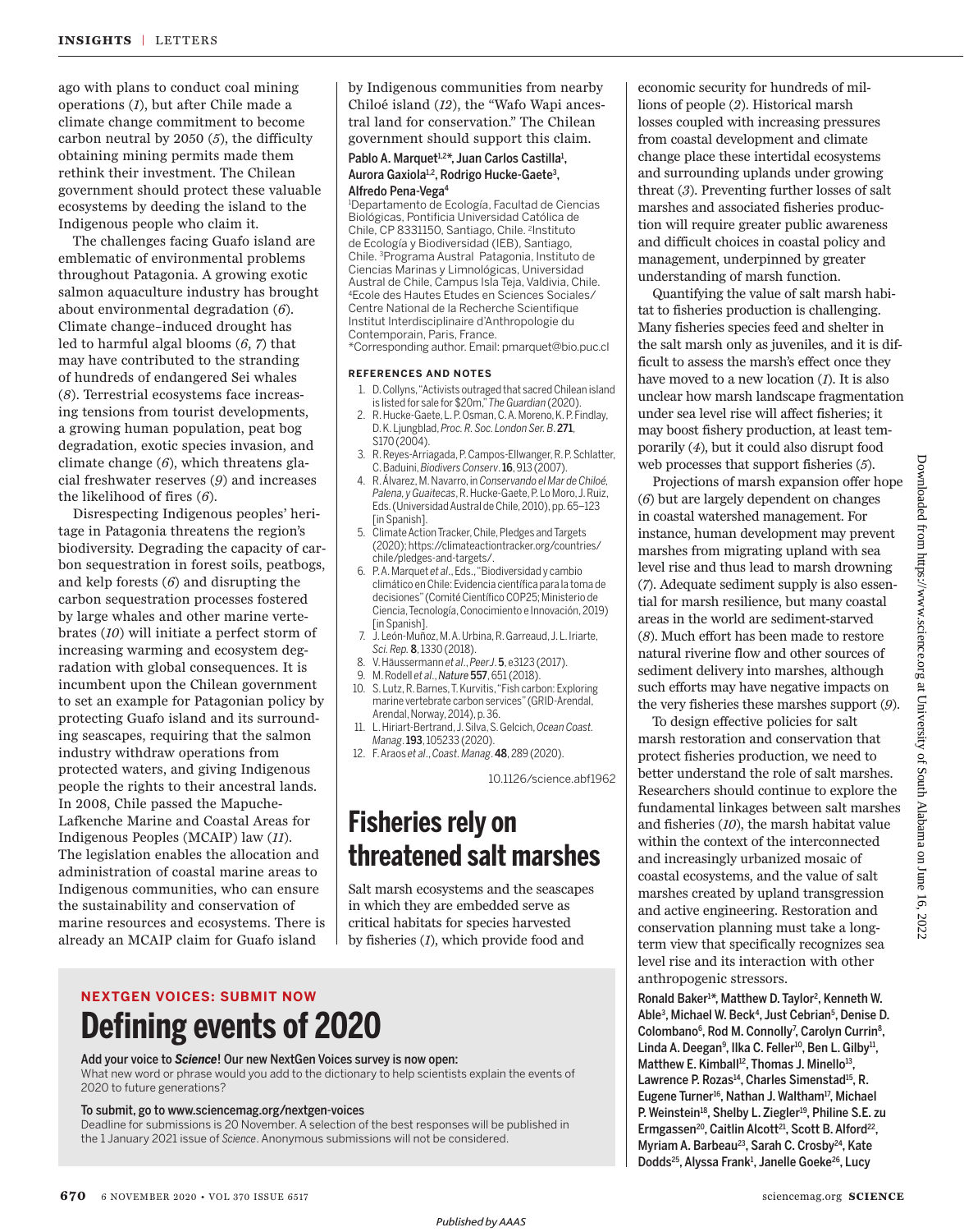ago with plans to conduct coal mining operations (*1*), but after Chile made a climate change commitment to become carbon neutral by 2050 (*5*), the difficulty obtaining mining permits made them rethink their investment. The Chilean government should protect these valuable ecosystems by deeding the island to the Indigenous people who claim it.

The challenges facing Guafo island are emblematic of environmental problems throughout Patagonia. A growing exotic salmon aquaculture industry has brought about environmental degradation (*6*). Climate change–induced drought has led to harmful algal blooms (*6*, *7*) that may have contributed to the stranding of hundreds of endangered Sei whales (*8*). Terrestrial ecosystems face increasing tensions from tourist developments, a growing human population, peat bog degradation, exotic species invasion, and climate change (*6*), which threatens glacial freshwater reserves (*9*) and increases the likelihood of fires (*6*).

Disrespecting Indigenous peoples' heritage in Patagonia threatens the region's biodiversity. Degrading the capacity of carbon sequestration in forest soils, peatbogs, and kelp forests (*6*) and disrupting the carbon sequestration processes fostered by large whales and other marine vertebrates (*10*) will initiate a perfect storm of increasing warming and ecosystem degradation with global consequences. It is incumbent upon the Chilean government to set an example for Patagonian policy by protecting Guafo island and its surrounding seascapes, requiring that the salmon industry withdraw operations from protected waters, and giving Indigenous people the rights to their ancestral lands. In 2008, Chile passed the Mapuche-Lafkenche Marine and Coastal Areas for Indigenous Peoples (MCAIP) law (*11*). The legislation enables the allocation and administration of coastal marine areas to Indigenous communities, who can ensure the sustainability and conservation of marine resources and ecosystems. There is already an MCAIP claim for Guafo island by Indigenous communities from nearby Chiloé island (*12*), the "Wafo Wapi ancestral land for conservation." The Chilean government should support this claim.

**Pablo A. Marquet[1,2]\*, Juan Carlos Castilla[1], Aurora Gaxiola[1,2], Rodrigo Hucke-Gaete[3], Alfredo Pena-Vega[4]**

[1]Departamento de Ecología, Facultad de Ciencias Biológicas, Pontificia Universidad Católica de Chile, CP 8331150, Santiago, Chile. [2]Instituto de Ecología y Biodiversidad (IEB), Santiago, Chile. [3]Programa Austral Patagonia, Instituto de Ciencias Marinas y Limnológicas, Universidad Austral de Chile, Campus Isla Teja, Valdivia, Chile. [4]Ecole des Hautes Etudes en Sciences Sociales/Centre National de la Recherche Scientifique Institut Interdisciplinaire d'Anthropologie du Contemporain, Paris, France.
\*Corresponding author. Email: pmarquet@bio.puc.cl

**REFERENCES AND NOTES**

1. D. Collyns, "Activists outraged that sacred Chilean island is listed for sale for $20m," *The Guardian* (2020).
2. R. Hucke-Gaete, L. P. Osman, C. A. Moreno, K. P. Findlay, D. K. Ljungblad, *Proc. R. Soc. London Ser. B*. **271**, S170 (2004).
3. R. Reyes-Arriagada, P. Campos-Ellwanger, R. P. Schlatter, C. Baduini, *Biodivers Conserv*. **16**, 913 (2007).
4. R. Álvarez, M. Navarro, in *Conservando el Mar de Chiloé, Palena, y Guaitecas*, R. Hucke-Gaete, P. Lo Moro, J. Ruiz, Eds. (Universidad Austral de Chile, 2010), pp. 65–123 [in Spanish].
5. Climate Action Tracker, Chile, Pledges and Targets (2020); https://climateactiontracker.org/countries/chile/pledges-and-targets/.
6. P. A. Marquet *et al*., Eds., "Biodiversidad y cambio climático en Chile: Evidencia científica para la toma de decisiones" (Comité Científico COP25; Ministerio de Ciencia, Tecnología, Conocimiento e Innovación, 2019) [in Spanish].
7. J. León-Muñoz, M. A. Urbina, R. Garreaud, J. L. Iriarte, *Sci. Rep.* **8**, 1330 (2018).
8. V. Häussermann *et al*., *PeerJ*. **5**, e3123 (2017).
9. M. Rodell *et al*., *Nature* **557**, 651 (2018).
10. S. Lutz, R. Barnes, T. Kurvitis, "Fish carbon: Exploring marine vertebrate carbon services" (GRID-Arendal, Arendal, Norway, 2014), p. 36.
11. L. Hiriart-Bertrand, J. Silva, S. Gelcich, *Ocean Coast. Manag*. **193**, 105233 (2020).
12. F. Araos *et al*., *Coast. Manag*. **48**, 289 (2020).

10.1126/science.abf1962

# Fisheries rely on threatened salt marshes

Salt marsh ecosystems and the seascapes in which they are embedded serve as critical habitats for species harvested by fisheries (*1*), which provide food and economic security for hundreds of millions of people (*2*). Historical marsh losses coupled with increasing pressures from coastal development and climate change place these intertidal ecosystems and surrounding uplands under growing threat (*3*). Preventing further losses of salt marshes and associated fisheries production will require greater public awareness and difficult choices in coastal policy and management, underpinned by greater understanding of marsh function.

Quantifying the value of salt marsh habitat to fisheries production is challenging. Many fisheries species feed and shelter in the salt marsh only as juveniles, and it is difficult to assess the marsh's effect once they have moved to a new location (*1*). It is also unclear how marsh landscape fragmentation under sea level rise will affect fisheries; it may boost fishery production, at least temporarily (*4*), but it could also disrupt food web processes that support fisheries (*5*).

Projections of marsh expansion offer hope (*6*) but are largely dependent on changes in coastal watershed management. For instance, human development may prevent marshes from migrating upland with sea level rise and thus lead to marsh drowning (*7*). Adequate sediment supply is also essential for marsh resilience, but many coastal areas in the world are sediment-starved (*8*). Much effort has been made to restore natural riverine flow and other sources of sediment delivery into marshes, although such efforts may have negative impacts on the very fisheries these marshes support (*9*).

To design effective policies for salt marsh restoration and conservation that protect fisheries production, we need to better understand the role of salt marshes. Researchers should continue to explore the fundamental linkages between salt marshes and fisheries (*10*), the marsh habitat value within the context of the interconnected and increasingly urbanized mosaic of coastal ecosystems, and the value of salt marshes created by upland transgression and active engineering. Restoration and conservation planning must take a long-term view that specifically recognizes sea level rise and its interaction with other anthropogenic stressors.

**Ronald Baker[1]\*, Matthew D. Taylor[2], Kenneth W. Able[3], Michael W. Beck[4], Just Cebrian[5], Denise D. Colombano[6], Rod M. Connolly[7], Carolyn Currin[8], Linda A. Deegan[9], Ilka C. Feller[10], Ben L. Gilby[11], Matthew E. Kimball[12], Thomas J. Minello[13], Lawrence P. Rozas[14], Charles Simenstad[15], R. Eugene Turner[16], Nathan J. Waltham[17], Michael P. Weinstein[18], Shelby L. Ziegler[19], Philine S.E. zu Ermgassen[20], Caitlin Alcott[21], Scott B. Alford[22], Myriam A. Barbeau[23], Sarah C. Crosby[24], Kate Dodds[25], Alyssa Frank[1], Janelle Goeke[26], Lucy**

---

## NEXTGEN VOICES: SUBMIT NOW

# Defining events of 2020

**Add your voice to *Science*! Our new NextGen Voices survey is now open:**
What new word or phrase would you add to the dictionary to help scientists explain the events of 2020 to future generations?

**To submit, go to www.sciencemag.org/nextgen-voices**
Deadline for submissions is 20 November. A selection of the best responses will be published in the 1 January 2021 issue of *Science*. Anonymous submissions will not be considered.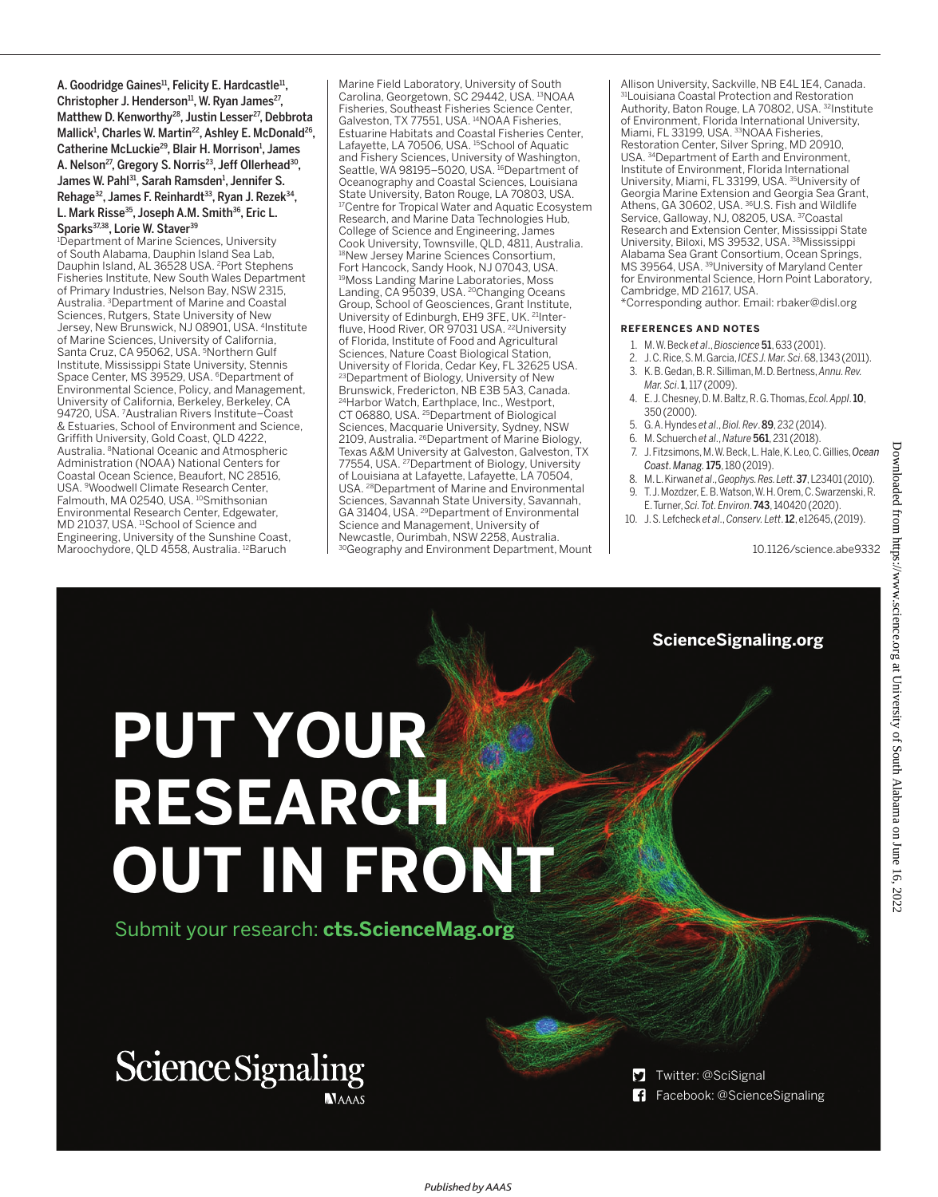A. Goodridge Gaines[11], Felicity E. Hardcastle[11], Christopher J. Henderson[11], W. Ryan James[27], Matthew D. Kenworthy[28], Justin Lesser[27], Debbrota Mallick[1], Charles W. Martin[22], Ashley E. McDonald[26], Catherine McLuckie[29], Blair H. Morrison[1], James A. Nelson[27], Gregory S. Norris[23], Jeff Ollerhead[30], James W. Pahl[31], Sarah Ramsden[1], Jennifer S. Rehage[32], James F. Reinhardt[33], Ryan J. Rezek[34], L. Mark Risse[35], Joseph A.M. Smith[36], Eric L. Sparks[37,38], Lorie W. Staver[39]

[1]Department of Marine Sciences, University of South Alabama, Dauphin Island Sea Lab, Dauphin Island, AL 36528 USA. [2]Port Stephens Fisheries Institute, New South Wales Department of Primary Industries, Nelson Bay, NSW 2315, Australia. [3]Department of Marine and Coastal Sciences, Rutgers, State University of New Jersey, New Brunswick, NJ 08901, USA. [4]Institute of Marine Sciences, University of California, Santa Cruz, CA 95062, USA. [5]Northern Gulf Institute, Mississippi State University, Stennis Space Center, MS 39529, USA. [6]Department of Environmental Science, Policy, and Management, University of California, Berkeley, Berkeley, CA 94720, USA. [7]Australian Rivers Institute–Coast & Estuaries, School of Environment and Science, Griffith University, Gold Coast, QLD 4222, Australia. [8]National Oceanic and Atmospheric Administration (NOAA) National Centers for Coastal Ocean Science, Beaufort, NC 28516, USA. [9]Woodwell Climate Research Center, Falmouth, MA 02540, USA. [10]Smithsonian Environmental Research Center, Edgewater, MD 21037, USA. [11]School of Science and Engineering, University of the Sunshine Coast, Maroochydore, QLD 4558, Australia. [12]Baruch Marine Field Laboratory, University of South Carolina, Georgetown, SC 29442, USA. [13]NOAA Fisheries, Southeast Fisheries Science Center, Galveston, TX 77551, USA. [14]NOAA Fisheries, Estuarine Habitats and Coastal Fisheries Center, Lafayette, LA 70506, USA. [15]School of Aquatic and Fishery Sciences, University of Washington, Seattle, WA 98195–5020, USA. [16]Department of Oceanography and Coastal Sciences, Louisiana State University, Baton Rouge, LA 70803, USA. [17]Centre for Tropical Water and Aquatic Ecosystem Research, and Marine Data Technologies Hub, College of Science and Engineering, James Cook University, Townsville, QLD, 4811, Australia. [18]New Jersey Marine Sciences Consortium, Fort Hancock, Sandy Hook, NJ 07043, USA. [19]Moss Landing Marine Laboratories, Moss Landing, CA 95039, USA. [20]Changing Oceans Group, School of Geosciences, Grant Institute, University of Edinburgh, EH9 3FE, UK. [21]Inter-fluve, Hood River, OR 97031 USA. [22]University of Florida, Institute of Food and Agricultural Sciences, Nature Coast Biological Station, University of Florida, Cedar Key, FL 32625 USA. [23]Department of Biology, University of New Brunswick, Fredericton, NB E3B 5A3, Canada. [24]Harbor Watch, Earthplace, Inc., Westport, CT 06880, USA. [25]Department of Biological Sciences, Macquarie University, Sydney, NSW 2109, Australia. [26]Department of Marine Biology, Texas A&M University at Galveston, Galveston, TX 77554, USA. [27]Department of Biology, University of Louisiana at Lafayette, Lafayette, LA 70504, USA. [28]Department of Marine and Environmental Sciences, Savannah State University, Savannah, GA 31404, USA. [29]Department of Environmental Science and Management, University of Newcastle, Ourimbah, NSW 2258, Australia. [30]Geography and Environment Department, Mount Allison University, Sackville, NB E4L 1E4, Canada. [31]Louisiana Coastal Protection and Restoration Authority, Baton Rouge, LA 70802, USA. [32]Institute of Environment, Florida International University, Miami, FL 33199, USA. [33]NOAA Fisheries, Restoration Center, Silver Spring, MD 20910, USA. [34]Department of Earth and Environment, Institute of Environment, Florida International University, Miami, FL 33199, USA. [35]University of Georgia Marine Extension and Georgia Sea Grant, Athens, GA 30602, USA. [36]U.S. Fish and Wildlife Service, Galloway, NJ, 08205, USA. [37]Coastal Research and Extension Center, Mississippi State University, Biloxi, MS 39532, USA. [38]Mississippi Alabama Sea Grant Consortium, Ocean Springs, MS 39564, USA. [39]University of Maryland Center for Environmental Science, Horn Point Laboratory, Cambridge, MD 21617, USA.

*Corresponding author. Email: rbaker@disl.org

## REFERENCES AND NOTES

1. M. W. Beck *et al.*, *Bioscience* **51**, 633 (2001).
2. J. C. Rice, S. M. Garcia, *ICES J. Mar. Sci.* 68, 1343 (2011).
3. K. B. Gedan, B. R. Silliman, M. D. Bertness, *Annu. Rev. Mar. Sci.* **1**, 117 (2009).
4. E. J. Chesney, D. M. Baltz, R. G. Thomas, *Ecol. Appl.* **10**, 350 (2000).
5. G. A. Hyndes *et al.*, *Biol. Rev.* **89**, 232 (2014).
6. M. Schuerch *et al.*, *Nature* **561**, 231 (2018).
7. J. Fitzsimons, M. W. Beck, L. Hale, K. Leo, C. Gillies, *Ocean Coast. Manag.* **175**, 180 (2019).
8. M. L. Kirwan *et al.*, *Geophys. Res. Lett.* **37**, L23401 (2010).
9. T. J. Mozdzer, E. B. Watson, W. H. Orem, C. Swarzenski, R. E. Turner, *Sci. Tot. Environ.* **743**, 140420 (2020).
10. J. S. Lefcheck *et al.*, *Conserv. Lett.* **12**, e12645, (2019).

10.1126/science.abe9332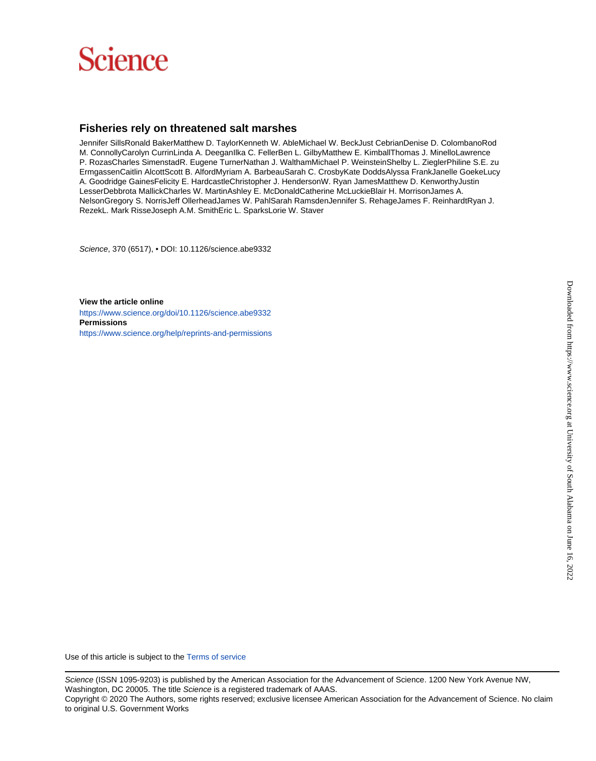# Science

## Fisheries rely on threatened salt marshes

Jennifer SillsRonald BakerMatthew D. TaylorKenneth W. AbleMichael W. BeckJust CebrianDenise D. ColombanoRod M. ConnollyCarolyn CurrinLinda A. DeeganIlka C. FellerBen L. GilbyMatthew E. KimballThomas J. MinelloLawrence P. RozasCharles SimenstadR. Eugene TurnerNathan J. WalthamMichael P. WeinsteinShelby L. ZieglerPhiline S.E. zu ErmgassenCaitlin AlcottScott B. AlfordMyriam A. BarbeauSarah C. CrosbyKate DoddsAlyssa FrankJanelle GoekeLucy A. Goodridge GainesFelicity E. HardcastleChristopher J. HendersonW. Ryan JamesMatthew D. KenworthyJustin LesserDebbrota MallickCharles W. MartinAshley E. McDonaldCatherine McLuckieBlair H. MorrisonJames A. NelsonGregory S. NorrisJeff OllerheadJames W. PahlSarah RamsdenJennifer S. RehageJames F. ReinhardtRyan J. RezekL. Mark RisseJoseph A.M. SmithEric L. SparksLorie W. Staver

*Science*, 370 (6517), • DOI: 10.1126/science.abe9332

**View the article online**
https://www.science.org/doi/10.1126/science.abe9332
**Permissions**
https://www.science.org/help/reprints-and-permissions

Downloaded from https://www.science.org at University of South Alabama on June 16, 2022

Use of this article is subject to the Terms of service

*Science* (ISSN 1095-9203) is published by the American Association for the Advancement of Science. 1200 New York Avenue NW, Washington, DC 20005. The title *Science* is a registered trademark of AAAS.
Copyright © 2020 The Authors, some rights reserved; exclusive licensee American Association for the Advancement of Science. No claim to original U.S. Government Works